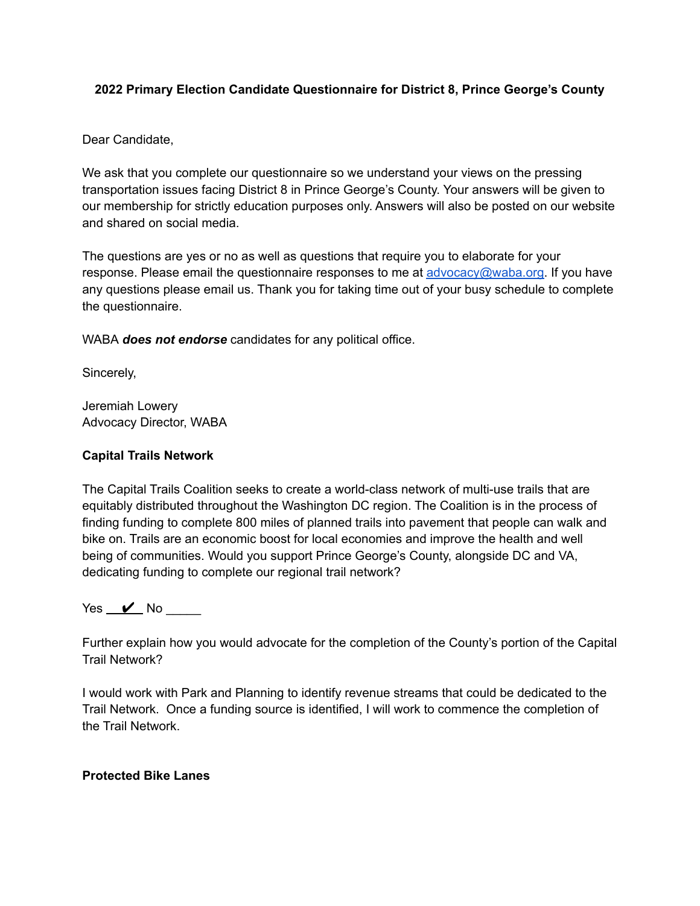**2022 Primary Election Candidate Questionnaire for District 8, Prince George's County**

Dear Candidate,

We ask that you complete our questionnaire so we understand your views on the pressing transportation issues facing District 8 in Prince George's County. Your answers will be given to our membership for strictly education purposes only. Answers will also be posted on our website and shared on social media.

The questions are yes or no as well as questions that require you to elaborate for your response. Please email the questionnaire responses to me at [advocacy@waba.org](mailto:advocacy@waba.org). If you have any questions please email us. Thank you for taking time out of your busy schedule to complete the questionnaire.

WABA ***does not endorse*** candidates for any political office.

Sincerely,

Jeremiah Lowery
Advocacy Director, WABA

**Capital Trails Network**

The Capital Trails Coalition seeks to create a world-class network of multi-use trails that are equitably distributed throughout the Washington DC region. The Coalition is in the process of finding funding to complete 800 miles of planned trails into pavement that people can walk and bike on. Trails are an economic boost for local economies and improve the health and well being of communities. Would you support Prince George's County, alongside DC and VA, dedicating funding to complete our regional trail network?

Yes \_\_✔\_\_ No \_\_\_\_\_

Further explain how you would advocate for the completion of the County's portion of the Capital Trail Network?

I would work with Park and Planning to identify revenue streams that could be dedicated to the Trail Network. Once a funding source is identified, I will work to commence the completion of the Trail Network.

**Protected Bike Lanes**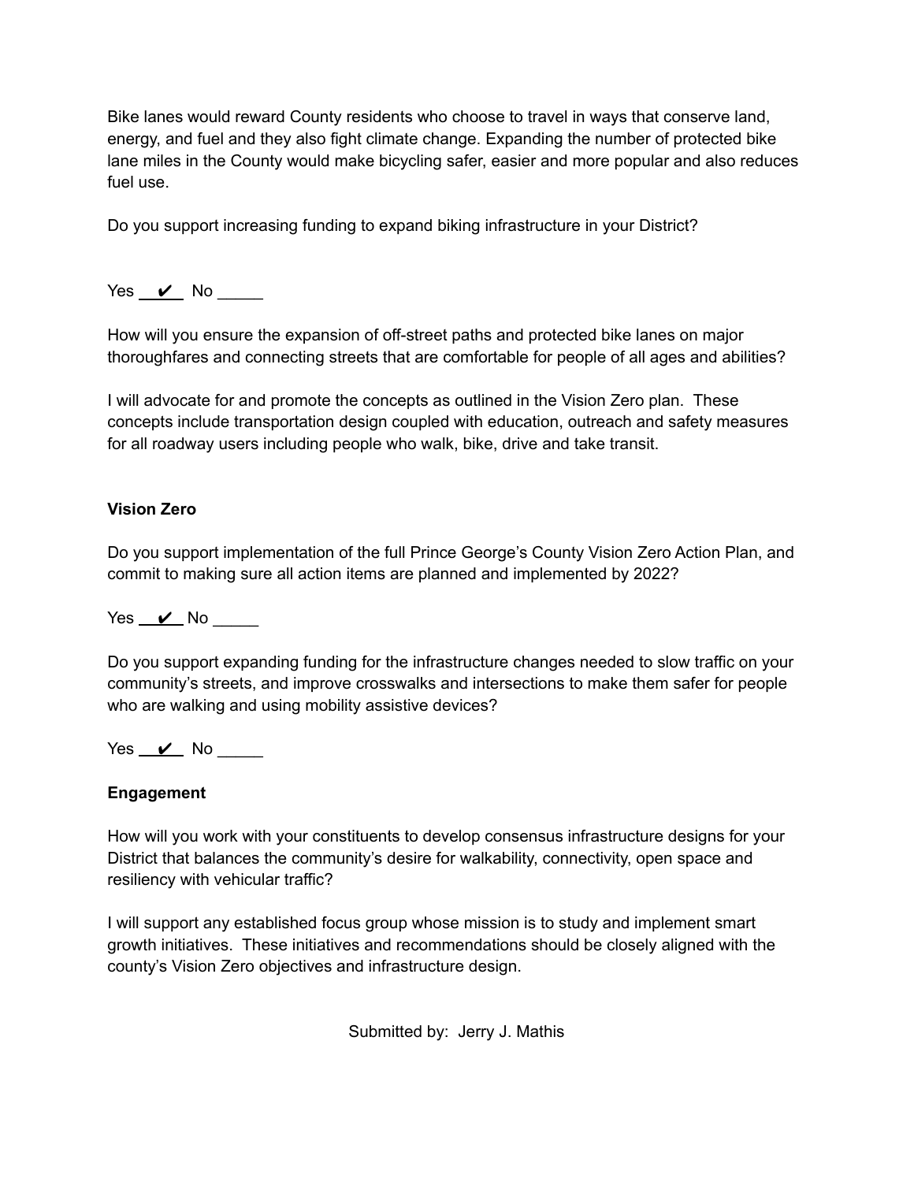Bike lanes would reward County residents who choose to travel in ways that conserve land, energy, and fuel and they also fight climate change. Expanding the number of protected bike lane miles in the County would make bicycling safer, easier and more popular and also reduces fuel use.

Do you support increasing funding to expand biking infrastructure in your District?

Yes __✔__ No _____

How will you ensure the expansion of off-street paths and protected bike lanes on major thoroughfares and connecting streets that are comfortable for people of all ages and abilities?

I will advocate for and promote the concepts as outlined in the Vision Zero plan. These concepts include transportation design coupled with education, outreach and safety measures for all roadway users including people who walk, bike, drive and take transit.

**Vision Zero**

Do you support implementation of the full Prince George's County Vision Zero Action Plan, and commit to making sure all action items are planned and implemented by 2022?

Yes __✔__ No _____

Do you support expanding funding for the infrastructure changes needed to slow traffic on your community's streets, and improve crosswalks and intersections to make them safer for people who are walking and using mobility assistive devices?

Yes __✔__ No _____

**Engagement**

How will you work with your constituents to develop consensus infrastructure designs for your District that balances the community's desire for walkability, connectivity, open space and resiliency with vehicular traffic?

I will support any established focus group whose mission is to study and implement smart growth initiatives. These initiatives and recommendations should be closely aligned with the county's Vision Zero objectives and infrastructure design.

Submitted by: Jerry J. Mathis